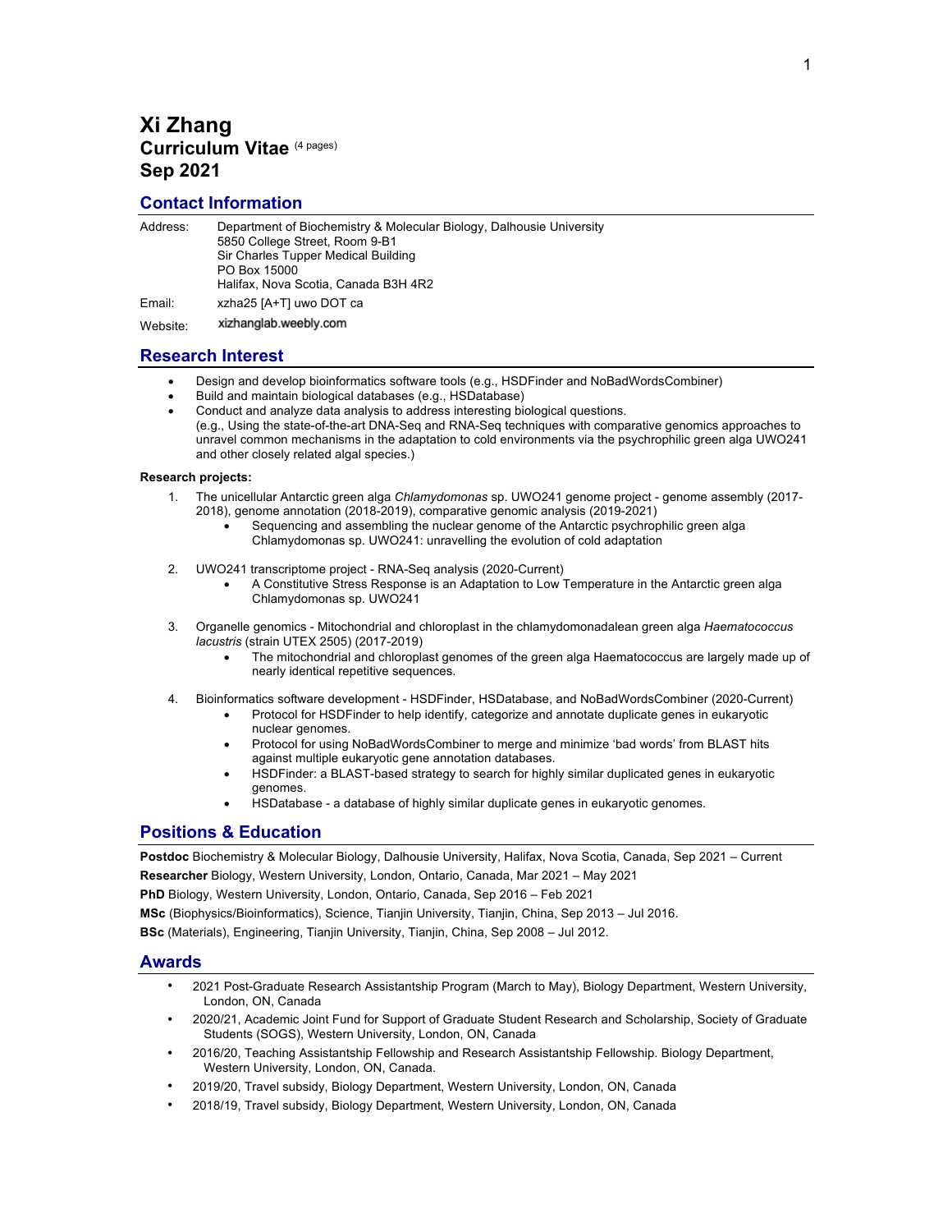# Xi Zhang

**Curriculum Vitae** (4 pages)

**Sep 2021**

## Contact Information

| | |
|---|---|
| Address: | Department of Biochemistry & Molecular Biology, Dalhousie University<br>5850 College Street, Room 9-B1<br>Sir Charles Tupper Medical Building<br>PO Box 15000<br>Halifax, Nova Scotia, Canada B3H 4R2 |
| Email: | xzha25 [A+T] uwo DOT ca |
| Website: | xizhanglab.weebly.com |

## Research Interest

- Design and develop bioinformatics software tools (e.g., HSDFinder and NoBadWordsCombiner)
- Build and maintain biological databases (e.g., HSDatabase)
- Conduct and analyze data analysis to address interesting biological questions.
  (e.g., Using the state-of-the-art DNA-Seq and RNA-Seq techniques with comparative genomics approaches to unravel common mechanisms in the adaptation to cold environments via the psychrophilic green alga UWO241 and other closely related algal species.)

**Research projects:**

1. The unicellular Antarctic green alga *Chlamydomonas* sp. UWO241 genome project - genome assembly (2017-2018), genome annotation (2018-2019), comparative genomic analysis (2019-2021)
   - Sequencing and assembling the nuclear genome of the Antarctic psychrophilic green alga Chlamydomonas sp. UWO241: unravelling the evolution of cold adaptation

2. UWO241 transcriptome project - RNA-Seq analysis (2020-Current)
   - A Constitutive Stress Response is an Adaptation to Low Temperature in the Antarctic green alga Chlamydomonas sp. UWO241

3. Organelle genomics - Mitochondrial and chloroplast in the chlamydomonadalean green alga *Haematococcus lacustris* (strain UTEX 2505) (2017-2019)
   - The mitochondrial and chloroplast genomes of the green alga Haematococcus are largely made up of nearly identical repetitive sequences.

4. Bioinformatics software development - HSDFinder, HSDatabase, and NoBadWordsCombiner (2020-Current)
   - Protocol for HSDFinder to help identify, categorize and annotate duplicate genes in eukaryotic nuclear genomes.
   - Protocol for using NoBadWordsCombiner to merge and minimize 'bad words' from BLAST hits against multiple eukaryotic gene annotation databases.
   - HSDFinder: a BLAST-based strategy to search for highly similar duplicated genes in eukaryotic genomes.
   - HSDatabase - a database of highly similar duplicate genes in eukaryotic genomes.

## Positions & Education

**Postdoc** Biochemistry & Molecular Biology, Dalhousie University, Halifax, Nova Scotia, Canada, Sep 2021 – Current

**Researcher** Biology, Western University, London, Ontario, Canada, Mar 2021 – May 2021

**PhD** Biology, Western University, London, Ontario, Canada, Sep 2016 – Feb 2021

**MSc** (Biophysics/Bioinformatics), Science, Tianjin University, Tianjin, China, Sep 2013 – Jul 2016.

**BSc** (Materials), Engineering, Tianjin University, Tianjin, China, Sep 2008 – Jul 2012.

## Awards

- 2021 Post-Graduate Research Assistantship Program (March to May), Biology Department, Western University, London, ON, Canada
- 2020/21, Academic Joint Fund for Support of Graduate Student Research and Scholarship, Society of Graduate Students (SOGS), Western University, London, ON, Canada
- 2016/20, Teaching Assistantship Fellowship and Research Assistantship Fellowship. Biology Department, Western University, London, ON, Canada.
- 2019/20, Travel subsidy, Biology Department, Western University, London, ON, Canada
- 2018/19, Travel subsidy, Biology Department, Western University, London, ON, Canada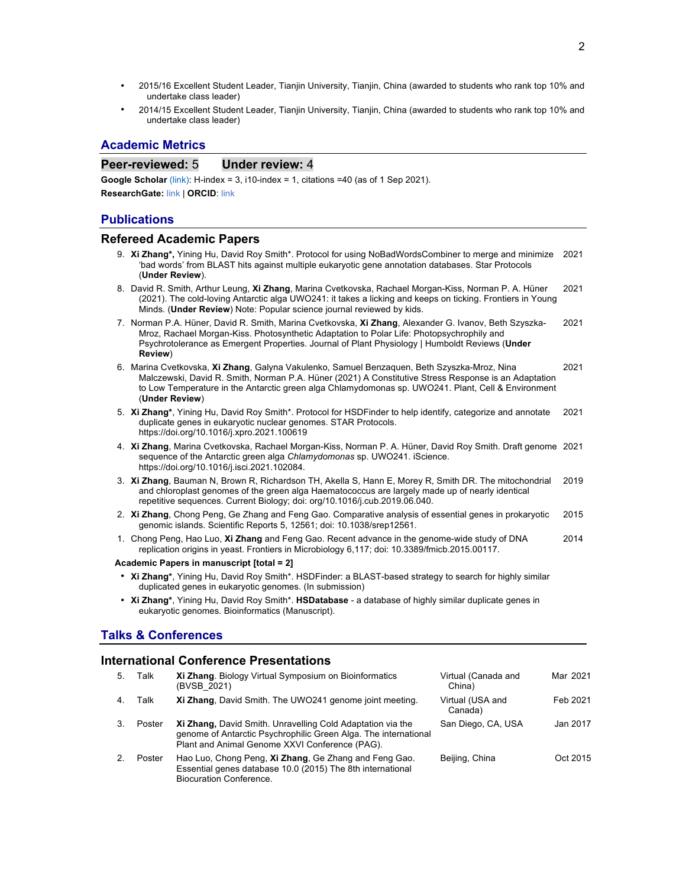- 2015/16 Excellent Student Leader, Tianjin University, Tianjin, China (awarded to students who rank top 10% and undertake class leader)
- 2014/15 Excellent Student Leader, Tianjin University, Tianjin, China (awarded to students who rank top 10% and undertake class leader)

## Academic Metrics

### Peer-reviewed: 5     Under review: 4

**Google Scholar** (link): H-index = 3, i10-index = 1, citations =40 (as of 1 Sep 2021).

**ResearchGate:** link | **ORCID**: link

## Publications

### Refereed Academic Papers

9. **Xi Zhang\*,** Yining Hu, David Roy Smith\*. Protocol for using NoBadWordsCombiner to merge and minimize 'bad words' from BLAST hits against multiple eukaryotic gene annotation databases. Star Protocols (**Under Review**). — 2021
8. David R. Smith, Arthur Leung, **Xi Zhang**, Marina Cvetkovska, Rachael Morgan-Kiss, Norman P. A. Hüner (2021). The cold-loving Antarctic alga UWO241: it takes a licking and keeps on ticking. Frontiers in Young Minds. (**Under Review**) Note: Popular science journal reviewed by kids. — 2021
7. Norman P.A. Hüner, David R. Smith, Marina Cvetkovska, **Xi Zhang**, Alexander G. Ivanov, Beth Szyszka-Mroz, Rachael Morgan-Kiss. Photosynthetic Adaptation to Polar Life: Photopsychrophily and Psychrotolerance as Emergent Properties. Journal of Plant Physiology | Humboldt Reviews (**Under Review**) — 2021
6. Marina Cvetkovska, **Xi Zhang**, Galyna Vakulenko, Samuel Benzaquen, Beth Szyszka-Mroz, Nina Malczewski, David R. Smith, Norman P.A. Hüner (2021) A Constitutive Stress Response is an Adaptation to Low Temperature in the Antarctic green alga Chlamydomonas sp. UWO241. Plant, Cell & Environment (**Under Review**) — 2021
5. **Xi Zhang\***, Yining Hu, David Roy Smith\*. Protocol for HSDFinder to help identify, categorize and annotate duplicate genes in eukaryotic nuclear genomes. STAR Protocols. https://doi.org/10.1016/j.xpro.2021.100619 — 2021
4. **Xi Zhang**, Marina Cvetkovska, Rachael Morgan-Kiss, Norman P. A. Hüner, David Roy Smith. Draft genome sequence of the Antarctic green alga *Chlamydomonas* sp. UWO241. iScience. https://doi.org/10.1016/j.isci.2021.102084. — 2021
3. **Xi Zhang**, Bauman N, Brown R, Richardson TH, Akella S, Hann E, Morey R, Smith DR. The mitochondrial and chloroplast genomes of the green alga Haematococcus are largely made up of nearly identical repetitive sequences. Current Biology; doi: org/10.1016/j.cub.2019.06.040. — 2019
2. **Xi Zhang**, Chong Peng, Ge Zhang and Feng Gao. Comparative analysis of essential genes in prokaryotic genomic islands. Scientific Reports 5, 12561; doi: 10.1038/srep12561. — 2015
1. Chong Peng, Hao Luo, **Xi Zhang** and Feng Gao. Recent advance in the genome-wide study of DNA replication origins in yeast. Frontiers in Microbiology 6,117; doi: 10.3389/fmicb.2015.00117. — 2014

**Academic Papers in manuscript [total = 2]**

- **Xi Zhang\***, Yining Hu, David Roy Smith\*. HSDFinder: a BLAST-based strategy to search for highly similar duplicated genes in eukaryotic genomes. (In submission)
- **Xi Zhang\***, Yining Hu, David Roy Smith\*. **HSDatabase** - a database of highly similar duplicate genes in eukaryotic genomes. Bioinformatics (Manuscript).

## Talks & Conferences

### International Conference Presentations

| # | Type | Presentation | Location | Date |
|---|---|---|---|---|
| 5. | Talk | **Xi Zhang**. Biology Virtual Symposium on Bioinformatics (BVSB_2021) | Virtual (Canada and China) | Mar 2021 |
| 4. | Talk | **Xi Zhang**, David Smith. The UWO241 genome joint meeting. | Virtual (USA and Canada) | Feb 2021 |
| 3. | Poster | **Xi Zhang,** David Smith. Unravelling Cold Adaptation via the genome of Antarctic Psychrophilic Green Alga. The international Plant and Animal Genome XXVI Conference (PAG). | San Diego, CA, USA | Jan 2017 |
| 2. | Poster | Hao Luo, Chong Peng, **Xi Zhang**, Ge Zhang and Feng Gao. Essential genes database 10.0 (2015) The 8th international Biocuration Conference. | Beijing, China | Oct 2015 |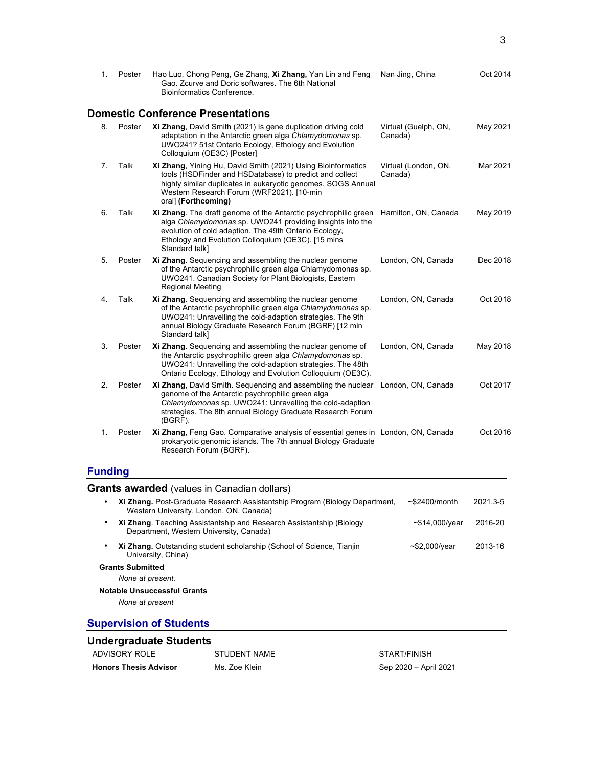| | | | | |
|---|---|---|---|---|
| 1. | Poster | Hao Luo, Chong Peng, Ge Zhang, **Xi Zhang,** Yan Lin and Feng Gao. Zcurve and Doric softwares. The 6th National Bioinformatics Conference. | Nan Jing, China | Oct 2014 |

### Domestic Conference Presentations

| | | | | |
|---|---|---|---|---|
| 8. | Poster | **Xi Zhang**, David Smith (2021) Is gene duplication driving cold adaptation in the Antarctic green alga *Chlamydomonas* sp. UWO241? 51st Ontario Ecology, Ethology and Evolution Colloquium (OE3C) [Poster] | Virtual (Guelph, ON, Canada) | May 2021 |
| 7. | Talk | **Xi Zhang**, Yining Hu, David Smith (2021) Using Bioinformatics tools (HSDFinder and HSDatabase) to predict and collect highly similar duplicates in eukaryotic genomes. SOGS Annual Western Research Forum (WRF2021). [10-min oral] **(Forthcoming)** | Virtual (London, ON, Canada) | Mar 2021 |
| 6. | Talk | **Xi Zhang**. The draft genome of the Antarctic psychrophilic green alga *Chlamydomonas* sp. UWO241 providing insights into the evolution of cold adaption. The 49th Ontario Ecology, Ethology and Evolution Colloquium (OE3C). [15 mins Standard talk] | Hamilton, ON, Canada | May 2019 |
| 5. | Poster | **Xi Zhang**. Sequencing and assembling the nuclear genome of the Antarctic psychrophilic green alga Chlamydomonas sp. UWO241. Canadian Society for Plant Biologists, Eastern Regional Meeting | London, ON, Canada | Dec 2018 |
| 4. | Talk | **Xi Zhang**. Sequencing and assembling the nuclear genome of the Antarctic psychrophilic green alga *Chlamydomonas* sp. UWO241: Unravelling the cold-adaption strategies. The 9th annual Biology Graduate Research Forum (BGRF) [12 min Standard talk] | London, ON, Canada | Oct 2018 |
| 3. | Poster | **Xi Zhang**. Sequencing and assembling the nuclear genome of the Antarctic psychrophilic green alga *Chlamydomonas* sp. UWO241: Unravelling the cold-adaption strategies. The 48th Ontario Ecology, Ethology and Evolution Colloquium (OE3C). | London, ON, Canada | May 2018 |
| 2. | Poster | **Xi Zhang**, David Smith. Sequencing and assembling the nuclear genome of the Antarctic psychrophilic green alga *Chlamydomonas* sp. UWO241: Unravelling the cold-adaption strategies. The 8th annual Biology Graduate Research Forum (BGRF). | London, ON, Canada | Oct 2017 |
| 1. | Poster | **Xi Zhang**, Feng Gao. Comparative analysis of essential genes in prokaryotic genomic islands. The 7th annual Biology Graduate Research Forum (BGRF). | London, ON, Canada | Oct 2016 |

## Funding

### Grants awarded (values in Canadian dollars)

| | | |
|---|---|---|
| **Xi Zhang.** Post-Graduate Research Assistantship Program (Biology Department, Western University, London, ON, Canada) | ~$2400/month | 2021.3-5 |
| **Xi Zhang**. Teaching Assistantship and Research Assistantship (Biology Department, Western University, Canada) | ~$14,000/year | 2016-20 |
| **Xi Zhang.** Outstanding student scholarship (School of Science, Tianjin University, China) | ~$2,000/year | 2013-16 |

**Grants Submitted**

*None at present.*

**Notable Unsuccessful Grants**

*None at present*

## Supervision of Students

### Undergraduate Students

| ADVISORY ROLE | STUDENT NAME | START/FINISH |
|---|---|---|
| **Honors Thesis Advisor** | Ms. Zoe Klein | Sep 2020 – April 2021 |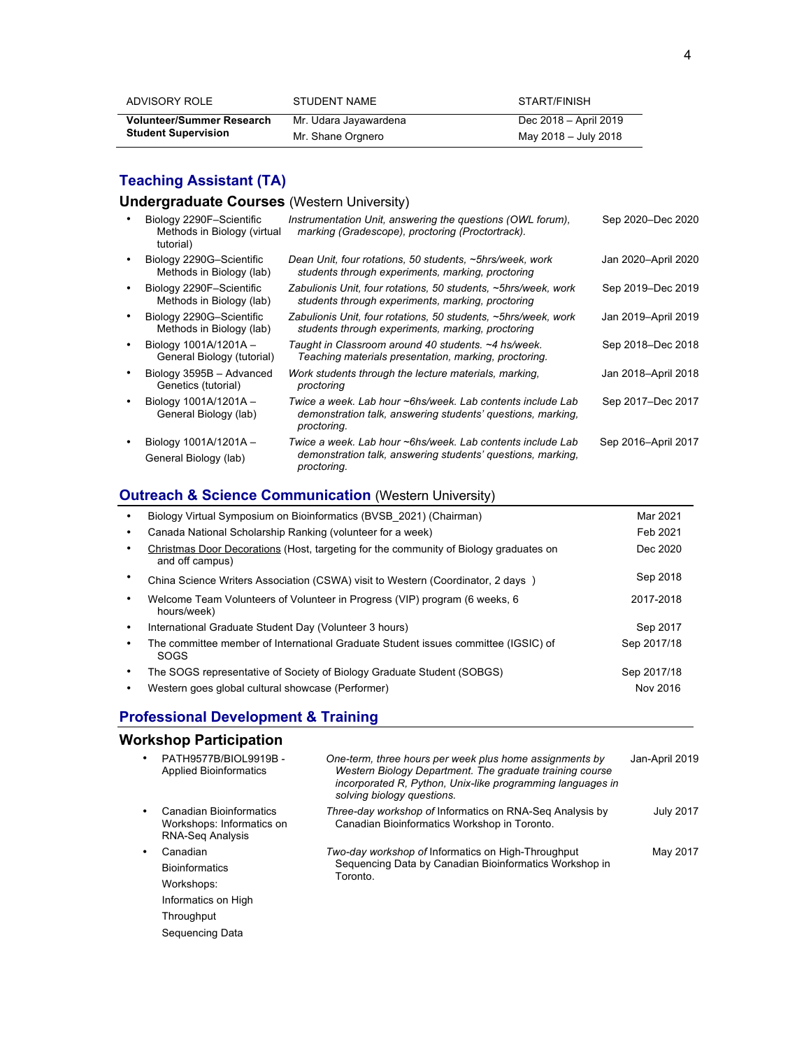| ADVISORY ROLE | STUDENT NAME | START/FINISH |
|---|---|---|
| **Volunteer/Summer Research Student Supervision** | Mr. Udara Jayawardena | Dec 2018 – April 2019 |
| | Mr. Shane Orgnero | May 2018 – July 2018 |

## Teaching Assistant (TA)

### Undergraduate Courses (Western University)

| Course | Description | Dates |
|---|---|---|
| Biology 2290F–Scientific Methods in Biology (virtual tutorial) | *Instrumentation Unit, answering the questions (OWL forum), marking (Gradescope), proctoring (Proctortrack).* | Sep 2020–Dec 2020 |
| Biology 2290G–Scientific Methods in Biology (lab) | *Dean Unit, four rotations, 50 students, ~5hrs/week, work students through experiments, marking, proctoring* | Jan 2020–April 2020 |
| Biology 2290F–Scientific Methods in Biology (lab) | *Zabulionis Unit, four rotations, 50 students, ~5hrs/week, work students through experiments, marking, proctoring* | Sep 2019–Dec 2019 |
| Biology 2290G–Scientific Methods in Biology (lab) | *Zabulionis Unit, four rotations, 50 students, ~5hrs/week, work students through experiments, marking, proctoring* | Jan 2019–April 2019 |
| Biology 1001A/1201A – General Biology (tutorial) | *Taught in Classroom around 40 students. ~4 hs/week. Teaching materials presentation, marking, proctoring.* | Sep 2018–Dec 2018 |
| Biology 3595B – Advanced Genetics (tutorial) | *Work students through the lecture materials, marking, proctoring* | Jan 2018–April 2018 |
| Biology 1001A/1201A – General Biology (lab) | *Twice a week. Lab hour ~6hs/week. Lab contents include Lab demonstration talk, answering students' questions, marking, proctoring.* | Sep 2017–Dec 2017 |
| Biology 1001A/1201A – General Biology (lab) | *Twice a week. Lab hour ~6hs/week. Lab contents include Lab demonstration talk, answering students' questions, marking, proctoring.* | Sep 2016–April 2017 |

## Outreach & Science Communication (Western University)

| Activity | Date |
|---|---|
| Biology Virtual Symposium on Bioinformatics (BVSB_2021) (Chairman) | Mar 2021 |
| Canada National Scholarship Ranking (volunteer for a week) | Feb 2021 |
| Christmas Door Decorations (Host, targeting for the community of Biology graduates on and off campus) | Dec 2020 |
| China Science Writers Association (CSWA) visit to Western (Coordinator, 2 days ) | Sep 2018 |
| Welcome Team Volunteers of Volunteer in Progress (VIP) program (6 weeks, 6 hours/week) | 2017-2018 |
| International Graduate Student Day (Volunteer 3 hours) | Sep 2017 |
| The committee member of International Graduate Student issues committee (IGSIC) of SOGS | Sep 2017/18 |
| The SOGS representative of Society of Biology Graduate Student (SOBGS) | Sep 2017/18 |
| Western goes global cultural showcase (Performer) | Nov 2016 |

## Professional Development & Training

### Workshop Participation

| Workshop | Description | Date |
|---|---|---|
| PATH9577B/BIOL9919B - Applied Bioinformatics | *One-term, three hours per week plus home assignments by Western Biology Department. The graduate training course incorporated R, Python, Unix-like programming languages in solving biology questions.* | Jan-April 2019 |
| Canadian Bioinformatics Workshops: Informatics on RNA-Seq Analysis | *Three-day workshop of* Informatics on RNA-Seq Analysis by Canadian Bioinformatics Workshop in Toronto. | July 2017 |
| Canadian Bioinformatics Workshops: Informatics on High Throughput Sequencing Data | *Two-day workshop of* Informatics on High-Throughput Sequencing Data by Canadian Bioinformatics Workshop in Toronto. | May 2017 |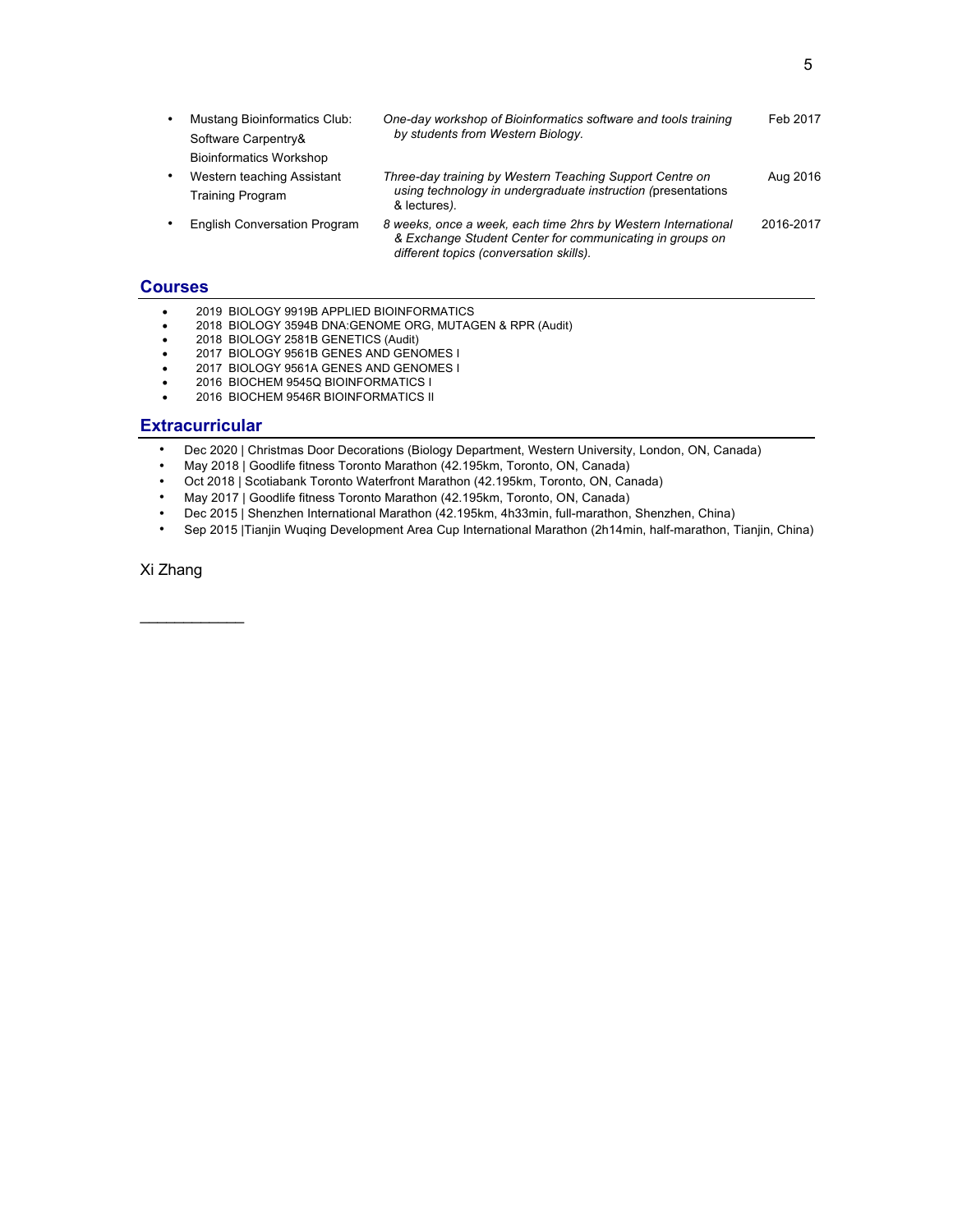- Mustang Bioinformatics Club: Software Carpentry& Bioinformatics Workshop — *One-day workshop of Bioinformatics software and tools training by students from Western Biology.* — Feb 2017
- Western teaching Assistant Training Program — *Three-day training by Western Teaching Support Centre on using technology in undergraduate instruction* (presentations & lectures*).* — Aug 2016
- English Conversation Program — *8 weeks, once a week, each time 2hrs by Western International & Exchange Student Center for communicating in groups on different topics (conversation skills).* — 2016-2017

## Courses

- 2019 BIOLOGY 9919B APPLIED BIOINFORMATICS
- 2018 BIOLOGY 3594B DNA:GENOME ORG, MUTAGEN & RPR (Audit)
- 2018 BIOLOGY 2581B GENETICS (Audit)
- 2017 BIOLOGY 9561B GENES AND GENOMES I
- 2017 BIOLOGY 9561A GENES AND GENOMES I
- 2016 BIOCHEM 9545Q BIOINFORMATICS I
- 2016 BIOCHEM 9546R BIOINFORMATICS II

## Extracurricular

- Dec 2020 | Christmas Door Decorations (Biology Department, Western University, London, ON, Canada)
- May 2018 | Goodlife fitness Toronto Marathon (42.195km, Toronto, ON, Canada)
- Oct 2018 | Scotiabank Toronto Waterfront Marathon (42.195km, Toronto, ON, Canada)
- May 2017 | Goodlife fitness Toronto Marathon (42.195km, Toronto, ON, Canada)
- Dec 2015 | Shenzhen International Marathon (42.195km, 4h33min, full-marathon, Shenzhen, China)
- Sep 2015 |Tianjin Wuqing Development Area Cup International Marathon (2h14min, half-marathon, Tianjin, China)

Xi Zhang

\_\_\_\_\_\_\_\_\_\_\_\_